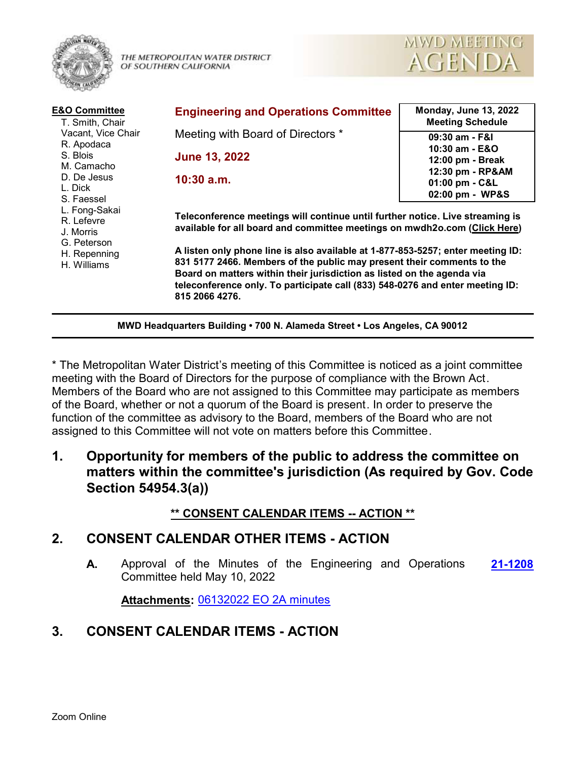THE METROPOLITAN WATER DISTRICT OF SOUTHERN CALIFORNIA

MWD MEETING AGENDA

**E&O Committee**

T. Smith, Chair
Vacant, Vice Chair
R. Apodaca
S. Blois
M. Camacho
D. De Jesus
L. Dick
S. Faessel
L. Fong-Sakai
R. Lefevre
J. Morris
G. Peterson
H. Repenning
H. Williams

**Engineering and Operations Committee**

Meeting with Board of Directors *

**June 13, 2022**

**10:30 a.m.**

| Monday, June 13, 2022 Meeting Schedule |
|---|
| 09:30 am - F&I |
| 10:30 am - E&O |
| 12:00 pm - Break |
| 12:30 pm - RP&AM |
| 01:00 pm - C&L |
| 02:00 pm - WP&S |

**Teleconference meetings will continue until further notice. Live streaming is available for all board and committee meetings on mwdh2o.com (Click Here)**

**A listen only phone line is also available at 1-877-853-5257; enter meeting ID: 831 5177 2466. Members of the public may present their comments to the Board on matters within their jurisdiction as listed on the agenda via teleconference only. To participate call (833) 548-0276 and enter meeting ID: 815 2066 4276.**

**MWD Headquarters Building • 700 N. Alameda Street • Los Angeles, CA 90012**

* The Metropolitan Water District's meeting of this Committee is noticed as a joint committee meeting with the Board of Directors for the purpose of compliance with the Brown Act. Members of the Board who are not assigned to this Committee may participate as members of the Board, whether or not a quorum of the Board is present. In order to preserve the function of the committee as advisory to the Board, members of the Board who are not assigned to this Committee will not vote on matters before this Committee.

## 1. Opportunity for members of the public to address the committee on matters within the committee's jurisdiction (As required by Gov. Code Section 54954.3(a))

**** CONSENT CALENDAR ITEMS -- ACTION ****

## 2. CONSENT CALENDAR OTHER ITEMS - ACTION

**A.** Approval of the Minutes of the Engineering and Operations Committee held May 10, 2022 **21-1208**

**Attachments:** 06132022 EO 2A minutes

## 3. CONSENT CALENDAR ITEMS - ACTION

Zoom Online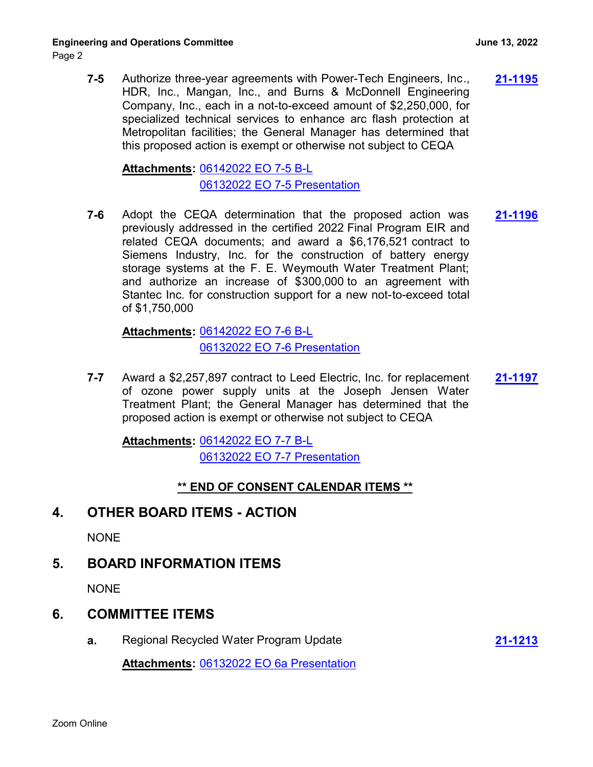**7-5** Authorize three-year agreements with Power-Tech Engineers, Inc., HDR, Inc., Mangan, Inc., and Burns & McDonnell Engineering Company, Inc., each in a not-to-exceed amount of $2,250,000, for specialized technical services to enhance arc flash protection at Metropolitan facilities; the General Manager has determined that this proposed action is exempt or otherwise not subject to CEQA **21-1195**

**Attachments:** 06142022 EO 7-5 B-L
06132022 EO 7-5 Presentation

**7-6** Adopt the CEQA determination that the proposed action was previously addressed in the certified 2022 Final Program EIR and related CEQA documents; and award a $6,176,521 contract to Siemens Industry, Inc. for the construction of battery energy storage systems at the F. E. Weymouth Water Treatment Plant; and authorize an increase of $300,000 to an agreement with Stantec Inc. for construction support for a new not-to-exceed total of $1,750,000 **21-1196**

**Attachments:** 06142022 EO 7-6 B-L
06132022 EO 7-6 Presentation

**7-7** Award a $2,257,897 contract to Leed Electric, Inc. for replacement of ozone power supply units at the Joseph Jensen Water Treatment Plant; the General Manager has determined that the proposed action is exempt or otherwise not subject to CEQA **21-1197**

**Attachments:** 06142022 EO 7-7 B-L
06132022 EO 7-7 Presentation

**** END OF CONSENT CALENDAR ITEMS ****

## 4. OTHER BOARD ITEMS - ACTION

NONE

## 5. BOARD INFORMATION ITEMS

NONE

## 6. COMMITTEE ITEMS

**a.** Regional Recycled Water Program Update **21-1213**

**Attachments:** 06132022 EO 6a Presentation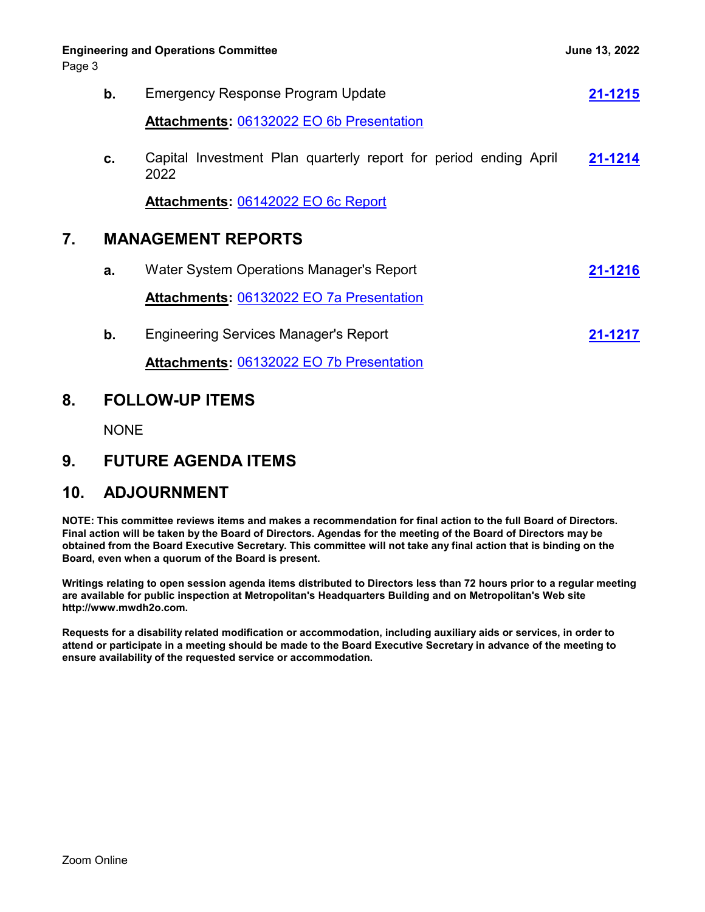**b.** Emergency Response Program Update **21-1215**

**Attachments:** 06132022 EO 6b Presentation

**c.** Capital Investment Plan quarterly report for period ending April 2022 **21-1214**

**Attachments:** 06142022 EO 6c Report

## 7. MANAGEMENT REPORTS

**a.** Water System Operations Manager's Report **21-1216**

**Attachments:** 06132022 EO 7a Presentation

**b.** Engineering Services Manager's Report **21-1217**

**Attachments:** 06132022 EO 7b Presentation

## 8. FOLLOW-UP ITEMS

NONE

## 9. FUTURE AGENDA ITEMS

## 10. ADJOURNMENT

**NOTE: This committee reviews items and makes a recommendation for final action to the full Board of Directors. Final action will be taken by the Board of Directors. Agendas for the meeting of the Board of Directors may be obtained from the Board Executive Secretary. This committee will not take any final action that is binding on the Board, even when a quorum of the Board is present.**

**Writings relating to open session agenda items distributed to Directors less than 72 hours prior to a regular meeting are available for public inspection at Metropolitan's Headquarters Building and on Metropolitan's Web site http://www.mwdh2o.com.**

**Requests for a disability related modification or accommodation, including auxiliary aids or services, in order to attend or participate in a meeting should be made to the Board Executive Secretary in advance of the meeting to ensure availability of the requested service or accommodation.**